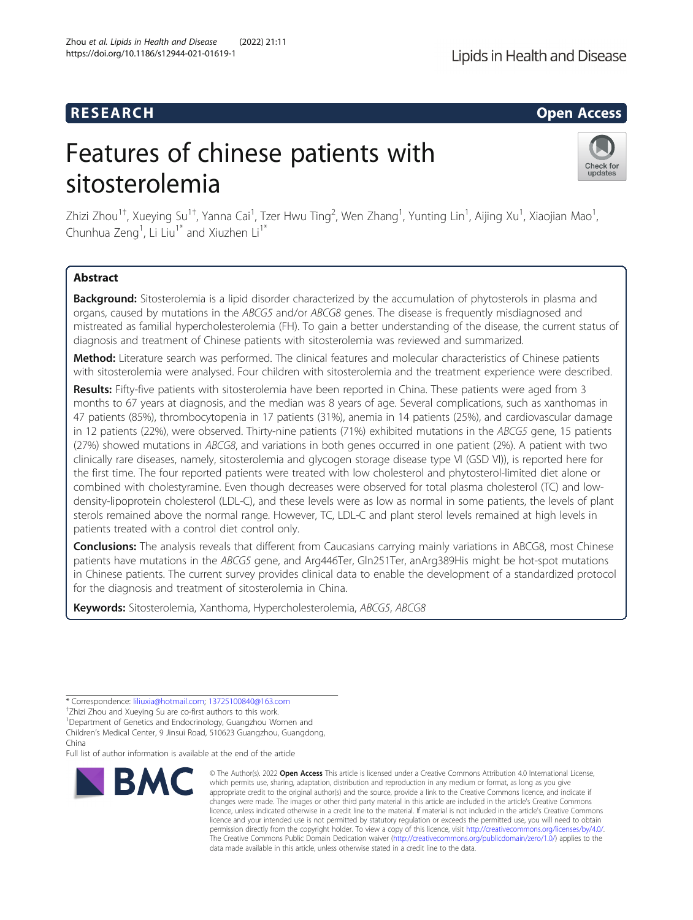RESEARCH

Open Access

# Features of chinese patients with sitosterolemia

Zhizi Zhou[1†], Xueying Su[1†], Yanna Cai[1], Tzer Hwu Ting[2], Wen Zhang[1], Yunting Lin[1], Aijing Xu[1], Xiaojian Mao[1], Chunhua Zeng[1], Li Liu[1*] and Xiuzhen Li[1*]

## Abstract

**Background:** Sitosterolemia is a lipid disorder characterized by the accumulation of phytosterols in plasma and organs, caused by mutations in the *ABCG5* and/or *ABCG8* genes. The disease is frequently misdiagnosed and mistreated as familial hypercholesterolemia (FH). To gain a better understanding of the disease, the current status of diagnosis and treatment of Chinese patients with sitosterolemia was reviewed and summarized.

**Method:** Literature search was performed. The clinical features and molecular characteristics of Chinese patients with sitosterolemia were analysed. Four children with sitosterolemia and the treatment experience were described.

**Results:** Fifty-five patients with sitosterolemia have been reported in China. These patients were aged from 3 months to 67 years at diagnosis, and the median was 8 years of age. Several complications, such as xanthomas in 47 patients (85%), thrombocytopenia in 17 patients (31%), anemia in 14 patients (25%), and cardiovascular damage in 12 patients (22%), were observed. Thirty-nine patients (71%) exhibited mutations in the *ABCG5* gene, 15 patients (27%) showed mutations in *ABCG8*, and variations in both genes occurred in one patient (2%). A patient with two clinically rare diseases, namely, sitosterolemia and glycogen storage disease type VI (GSD VI)), is reported here for the first time. The four reported patients were treated with low cholesterol and phytosterol-limited diet alone or combined with cholestyramine. Even though decreases were observed for total plasma cholesterol (TC) and low-density-lipoprotein cholesterol (LDL-C), and these levels were as low as normal in some patients, the levels of plant sterols remained above the normal range. However, TC, LDL-C and plant sterol levels remained at high levels in patients treated with a control diet control only.

**Conclusions:** The analysis reveals that different from Caucasians carrying mainly variations in ABCG8, most Chinese patients have mutations in the *ABCG5* gene, and Arg446Ter, Gln251Ter, anArg389His might be hot-spot mutations in Chinese patients. The current survey provides clinical data to enable the development of a standardized protocol for the diagnosis and treatment of sitosterolemia in China.

**Keywords:** Sitosterolemia, Xanthoma, Hypercholesterolemia, *ABCG5*, *ABCG8*

---

\* Correspondence: liliuxia@hotmail.com; 13725100840@163.com

†Zhizi Zhou and Xueying Su are co-first authors to this work.

[1]Department of Genetics and Endocrinology, Guangzhou Women and Children's Medical Center, 9 Jinsui Road, 510623 Guangzhou, Guangdong, China

Full list of author information is available at the end of the article

© The Author(s). 2022 **Open Access** This article is licensed under a Creative Commons Attribution 4.0 International License, which permits use, sharing, adaptation, distribution and reproduction in any medium or format, as long as you give appropriate credit to the original author(s) and the source, provide a link to the Creative Commons licence, and indicate if changes were made. The images or other third party material in this article are included in the article's Creative Commons licence, unless indicated otherwise in a credit line to the material. If material is not included in the article's Creative Commons licence and your intended use is not permitted by statutory regulation or exceeds the permitted use, you will need to obtain permission directly from the copyright holder. To view a copy of this licence, visit http://creativecommons.org/licenses/by/4.0/. The Creative Commons Public Domain Dedication waiver (http://creativecommons.org/publicdomain/zero/1.0/) applies to the data made available in this article, unless otherwise stated in a credit line to the data.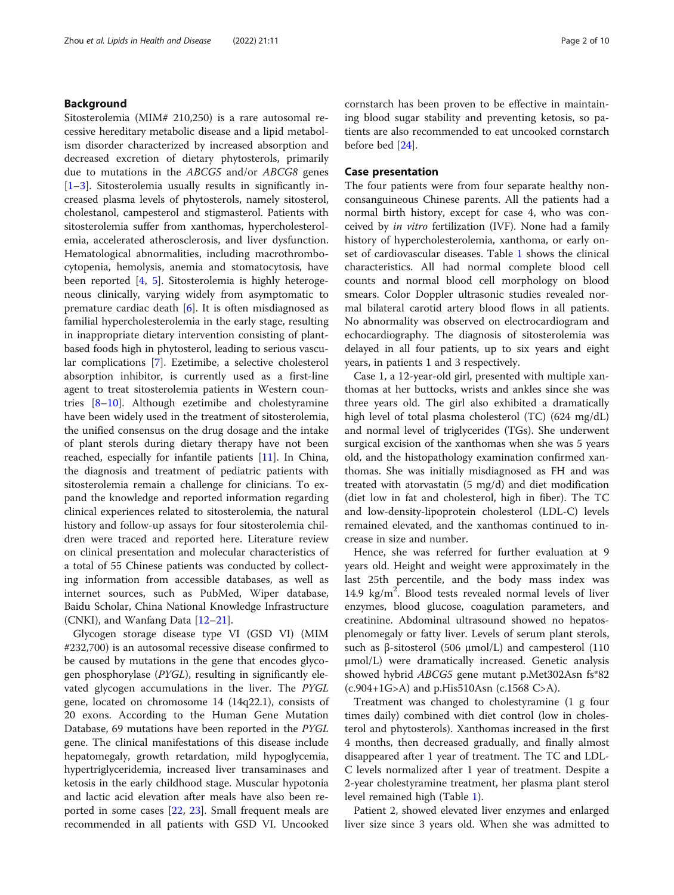## Background

Sitosterolemia (MIM# 210,250) is a rare autosomal recessive hereditary metabolic disease and a lipid metabolism disorder characterized by increased absorption and decreased excretion of dietary phytosterols, primarily due to mutations in the *ABCG5* and/or *ABCG8* genes [1–3]. Sitosterolemia usually results in significantly increased plasma levels of phytosterols, namely sitosterol, cholestanol, campesterol and stigmasterol. Patients with sitosterolemia suffer from xanthomas, hypercholesterolemia, accelerated atherosclerosis, and liver dysfunction. Hematological abnormalities, including macrothrombocytopenia, hemolysis, anemia and stomatocytosis, have been reported [4, 5]. Sitosterolemia is highly heterogeneous clinically, varying widely from asymptomatic to premature cardiac death [6]. It is often misdiagnosed as familial hypercholesterolemia in the early stage, resulting in inappropriate dietary intervention consisting of plant-based foods high in phytosterol, leading to serious vascular complications [7]. Ezetimibe, a selective cholesterol absorption inhibitor, is currently used as a first-line agent to treat sitosterolemia patients in Western countries [8–10]. Although ezetimibe and cholestyramine have been widely used in the treatment of sitosterolemia, the unified consensus on the drug dosage and the intake of plant sterols during dietary therapy have not been reached, especially for infantile patients [11]. In China, the diagnosis and treatment of pediatric patients with sitosterolemia remain a challenge for clinicians. To expand the knowledge and reported information regarding clinical experiences related to sitosterolemia, the natural history and follow-up assays for four sitosterolemia children were traced and reported here. Literature review on clinical presentation and molecular characteristics of a total of 55 Chinese patients was conducted by collecting information from accessible databases, as well as internet sources, such as PubMed, Wiper database, Baidu Scholar, China National Knowledge Infrastructure (CNKI), and Wanfang Data [12–21].

Glycogen storage disease type VI (GSD VI) (MIM #232,700) is an autosomal recessive disease confirmed to be caused by mutations in the gene that encodes glycogen phosphorylase (*PYGL*), resulting in significantly elevated glycogen accumulations in the liver. The *PYGL* gene, located on chromosome 14 (14q22.1), consists of 20 exons. According to the Human Gene Mutation Database, 69 mutations have been reported in the *PYGL* gene. The clinical manifestations of this disease include hepatomegaly, growth retardation, mild hypoglycemia, hypertriglyceridemia, increased liver transaminases and ketosis in the early childhood stage. Muscular hypotonia and lactic acid elevation after meals have also been reported in some cases [22, 23]. Small frequent meals are recommended in all patients with GSD VI. Uncooked cornstarch has been proven to be effective in maintaining blood sugar stability and preventing ketosis, so patients are also recommended to eat uncooked cornstarch before bed [24].

## Case presentation

The four patients were from four separate healthy non-consanguineous Chinese parents. All the patients had a normal birth history, except for case 4, who was conceived by *in vitro* fertilization (IVF). None had a family history of hypercholesterolemia, xanthoma, or early onset of cardiovascular diseases. Table 1 shows the clinical characteristics. All had normal complete blood cell counts and normal blood cell morphology on blood smears. Color Doppler ultrasonic studies revealed normal bilateral carotid artery blood flows in all patients. No abnormality was observed on electrocardiogram and echocardiography. The diagnosis of sitosterolemia was delayed in all four patients, up to six years and eight years, in patients 1 and 3 respectively.

Case 1, a 12-year-old girl, presented with multiple xanthomas at her buttocks, wrists and ankles since she was three years old. The girl also exhibited a dramatically high level of total plasma cholesterol (TC) (624 mg/dL) and normal level of triglycerides (TGs). She underwent surgical excision of the xanthomas when she was 5 years old, and the histopathology examination confirmed xanthomas. She was initially misdiagnosed as FH and was treated with atorvastatin (5 mg/d) and diet modification (diet low in fat and cholesterol, high in fiber). The TC and low-density-lipoprotein cholesterol (LDL-C) levels remained elevated, and the xanthomas continued to increase in size and number.

Hence, she was referred for further evaluation at 9 years old. Height and weight were approximately in the last 25th percentile, and the body mass index was 14.9 kg/m$^2$. Blood tests revealed normal levels of liver enzymes, blood glucose, coagulation parameters, and creatinine. Abdominal ultrasound showed no hepatosplenomegaly or fatty liver. Levels of serum plant sterols, such as β-sitosterol (506 μmol/L) and campesterol (110 μmol/L) were dramatically increased. Genetic analysis showed hybrid *ABCG5* gene mutant p.Met302Asn fs*82 (c.904+1G>A) and p.His510Asn (c.1568 C>A).

Treatment was changed to cholestyramine (1 g four times daily) combined with diet control (low in cholesterol and phytosterols). Xanthomas increased in the first 4 months, then decreased gradually, and finally almost disappeared after 1 year of treatment. The TC and LDL-C levels normalized after 1 year of treatment. Despite a 2-year cholestyramine treatment, her plasma plant sterol level remained high (Table 1).

Patient 2, showed elevated liver enzymes and enlarged liver size since 3 years old. When she was admitted to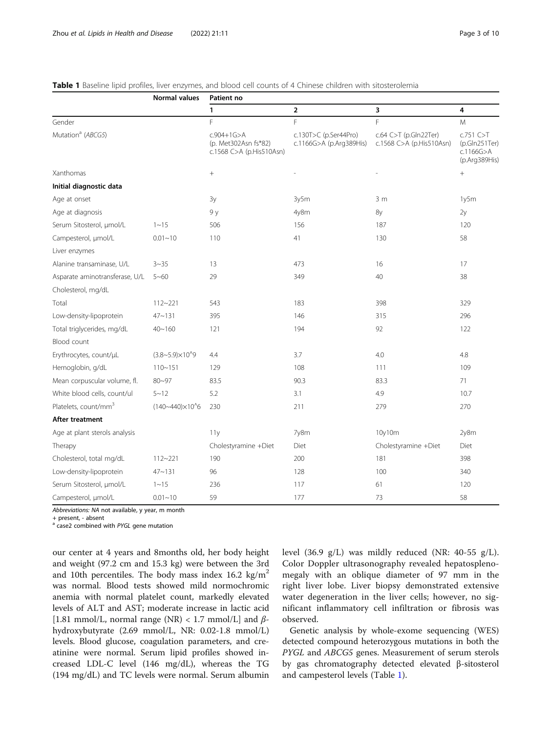**Table 1** Baseline lipid profiles, liver enzymes, and blood cell counts of 4 Chinese children with sitosterolemia

| | Normal values | Patient no | | | |
|---|---|---|---|---|---|
| | | 1 | 2 | 3 | 4 |
| Gender | | F | F | F | M |
| Mutation[a] (*ABCG5*) | | c.904+1G>A (p. Met302Asn fs*82) c.1568 C>A (p.His510Asn) | c.130T>C (p.Ser44Pro) c.1166G>A (p.Arg389His) | c.64 C>T (p.Gln22Ter) c.1568 C>A (p.His510Asn) | c.751 C>T (p.Gln251Ter) c.1166G>A (p.Arg389His) |
| Xanthomas | | + | - | - | + |
| **Initial diagnostic data** | | | | | |
| Age at onset | | 3y | 3y5m | 3 m | 1y5m |
| Age at diagnosis | | 9 y | 4y8m | 8y | 2y |
| Serum Sitosterol, μmol/L | 1~15 | 506 | 156 | 187 | 120 |
| Campesterol, μmol/L | 0.01~10 | 110 | 41 | 130 | 58 |
| Liver enzymes | | | | | |
| Alanine transaminase, U/L | 3~35 | 13 | 473 | 16 | 17 |
| Asparate aminotransferase, U/L | 5~60 | 29 | 349 | 40 | 38 |
| Cholesterol, mg/dL | | | | | |
| Total | 112~221 | 543 | 183 | 398 | 329 |
| Low-density-lipoprotein | 47~131 | 395 | 146 | 315 | 296 |
| Total triglycerides, mg/dL | 40~160 | 121 | 194 | 92 | 122 |
| Blood count | | | | | |
| Erythrocytes, count/μL | (3.8~5.9)×10^9 | 4.4 | 3.7 | 4.0 | 4.8 |
| Hemoglobin, g/dL | 110~151 | 129 | 108 | 111 | 109 |
| Mean corpuscular volume, fl. | 80~97 | 83.5 | 90.3 | 83.3 | 71 |
| White blood cells, count/ul | 5~12 | 5.2 | 3.1 | 4.9 | 10.7 |
| Platelets, count/mm$^3$ | (140~440)×10^6 | 230 | 211 | 279 | 270 |
| **After treatment** | | | | | |
| Age at plant sterols analysis | | 11y | 7y8m | 10y10m | 2y8m |
| Therapy | | Cholestyramine +Diet | Diet | Cholestyramine +Diet | Diet |
| Cholesterol, total mg/dL | 112~221 | 190 | 200 | 181 | 398 |
| Low-density-lipoprotein | 47~131 | 96 | 128 | 100 | 340 |
| Serum Sitosterol, μmol/L | 1~15 | 236 | 117 | 61 | 120 |
| Campesterol, μmol/L | 0.01~10 | 59 | 177 | 73 | 58 |

*Abbreviations: NA* not available, y year, m month
+ present, - absent
[a] case2 combined with *PYGL* gene mutation

our center at 4 years and 8months old, her body height and weight (97.2 cm and 15.3 kg) were between the 3rd and 10th percentiles. The body mass index 16.2 kg/m$^2$ was normal. Blood tests showed mild normochromic anemia with normal platelet count, markedly elevated levels of ALT and AST; moderate increase in lactic acid [1.81 mmol/L, normal range (NR) < 1.7 mmol/L] and $\beta$-hydroxybutyrate (2.69 mmol/L, NR: 0.02-1.8 mmol/L) levels. Blood glucose, coagulation parameters, and creatinine were normal. Serum lipid profiles showed increased LDL-C level (146 mg/dL), whereas the TG (194 mg/dL) and TC levels were normal. Serum albumin level (36.9 g/L) was mildly reduced (NR: 40-55 g/L). Color Doppler ultrasonography revealed hepatosplenomegaly with an oblique diameter of 97 mm in the right liver lobe. Liver biopsy demonstrated extensive water degeneration in the liver cells; however, no significant inflammatory cell infiltration or fibrosis was observed.

Genetic analysis by whole-exome sequencing (WES) detected compound heterozygous mutations in both the *PYGL* and *ABCG5* genes. Measurement of serum sterols by gas chromatography detected elevated β-sitosterol and campesterol levels (Table 1).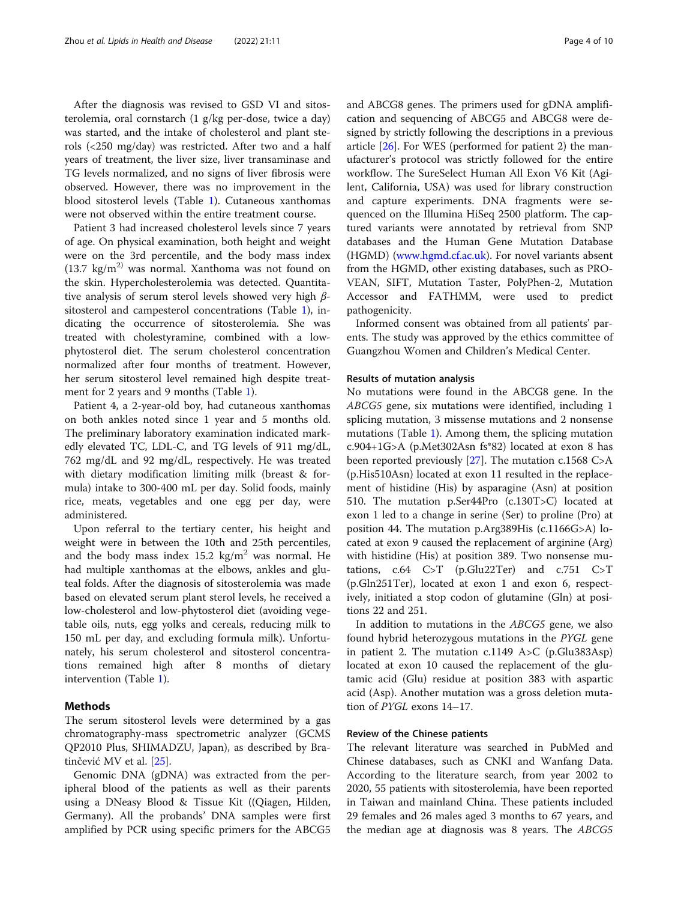After the diagnosis was revised to GSD VI and sitosterolemia, oral cornstarch (1 g/kg per-dose, twice a day) was started, and the intake of cholesterol and plant sterols (<250 mg/day) was restricted. After two and a half years of treatment, the liver size, liver transaminase and TG levels normalized, and no signs of liver fibrosis were observed. However, there was no improvement in the blood sitosterol levels (Table 1). Cutaneous xanthomas were not observed within the entire treatment course.

Patient 3 had increased cholesterol levels since 7 years of age. On physical examination, both height and weight were on the 3rd percentile, and the body mass index (13.7 $kg/m^2$) was normal. Xanthoma was not found on the skin. Hypercholesterolemia was detected. Quantitative analysis of serum sterol levels showed very high $\beta$-sitosterol and campesterol concentrations (Table 1), indicating the occurrence of sitosterolemia. She was treated with cholestyramine, combined with a low-phytosterol diet. The serum cholesterol concentration normalized after four months of treatment. However, her serum sitosterol level remained high despite treatment for 2 years and 9 months (Table 1).

Patient 4, a 2-year-old boy, had cutaneous xanthomas on both ankles noted since 1 year and 5 months old. The preliminary laboratory examination indicated markedly elevated TC, LDL-C, and TG levels of 911 mg/dL, 762 mg/dL and 92 mg/dL, respectively. He was treated with dietary modification limiting milk (breast & formula) intake to 300-400 mL per day. Solid foods, mainly rice, meats, vegetables and one egg per day, were administered.

Upon referral to the tertiary center, his height and weight were in between the 10th and 25th percentiles, and the body mass index 15.2 $kg/m^2$ was normal. He had multiple xanthomas at the elbows, ankles and gluteal folds. After the diagnosis of sitosterolemia was made based on elevated serum plant sterol levels, he received a low-cholesterol and low-phytosterol diet (avoiding vegetable oils, nuts, egg yolks and cereals, reducing milk to 150 mL per day, and excluding formula milk). Unfortunately, his serum cholesterol and sitosterol concentrations remained high after 8 months of dietary intervention (Table 1).

## Methods

The serum sitosterol levels were determined by a gas chromatography-mass spectrometric analyzer (GCMS QP2010 Plus, SHIMADZU, Japan), as described by Bratinčević MV et al. [25].

Genomic DNA (gDNA) was extracted from the peripheral blood of the patients as well as their parents using a DNeasy Blood & Tissue Kit ((Qiagen, Hilden, Germany). All the probands' DNA samples were first amplified by PCR using specific primers for the ABCG5 and ABCG8 genes. The primers used for gDNA amplification and sequencing of ABCG5 and ABCG8 were designed by strictly following the descriptions in a previous article [26]. For WES (performed for patient 2) the manufacturer's protocol was strictly followed for the entire workflow. The SureSelect Human All Exon V6 Kit (Agilent, California, USA) was used for library construction and capture experiments. DNA fragments were sequenced on the Illumina HiSeq 2500 platform. The captured variants were annotated by retrieval from SNP databases and the Human Gene Mutation Database (HGMD) (www.hgmd.cf.ac.uk). For novel variants absent from the HGMD, other existing databases, such as PROVEAN, SIFT, Mutation Taster, PolyPhen-2, Mutation Accessor and FATHMM, were used to predict pathogenicity.

Informed consent was obtained from all patients' parents. The study was approved by the ethics committee of Guangzhou Women and Children's Medical Center.

### Results of mutation analysis

No mutations were found in the ABCG8 gene. In the *ABCG5* gene, six mutations were identified, including 1 splicing mutation, 3 missense mutations and 2 nonsense mutations (Table 1). Among them, the splicing mutation c.904+1G>A (p.Met302Asn fs*82) located at exon 8 has been reported previously [27]. The mutation c.1568 C>A (p.His510Asn) located at exon 11 resulted in the replacement of histidine (His) by asparagine (Asn) at position 510. The mutation p.Ser44Pro (c.130T>C) located at exon 1 led to a change in serine (Ser) to proline (Pro) at position 44. The mutation p.Arg389His (c.1166G>A) located at exon 9 caused the replacement of arginine (Arg) with histidine (His) at position 389. Two nonsense mutations, c.64 C>T (p.Glu22Ter) and c.751 C>T (p.Gln251Ter), located at exon 1 and exon 6, respectively, initiated a stop codon of glutamine (Gln) at positions 22 and 251.

In addition to mutations in the *ABCG5* gene, we also found hybrid heterozygous mutations in the *PYGL* gene in patient 2. The mutation c.1149 A>C (p.Glu383Asp) located at exon 10 caused the replacement of the glutamic acid (Glu) residue at position 383 with aspartic acid (Asp). Another mutation was a gross deletion mutation of *PYGL* exons 14–17.

### Review of the Chinese patients

The relevant literature was searched in PubMed and Chinese databases, such as CNKI and Wanfang Data. According to the literature search, from year 2002 to 2020, 55 patients with sitosterolemia, have been reported in Taiwan and mainland China. These patients included 29 females and 26 males aged 3 months to 67 years, and the median age at diagnosis was 8 years. The *ABCG5*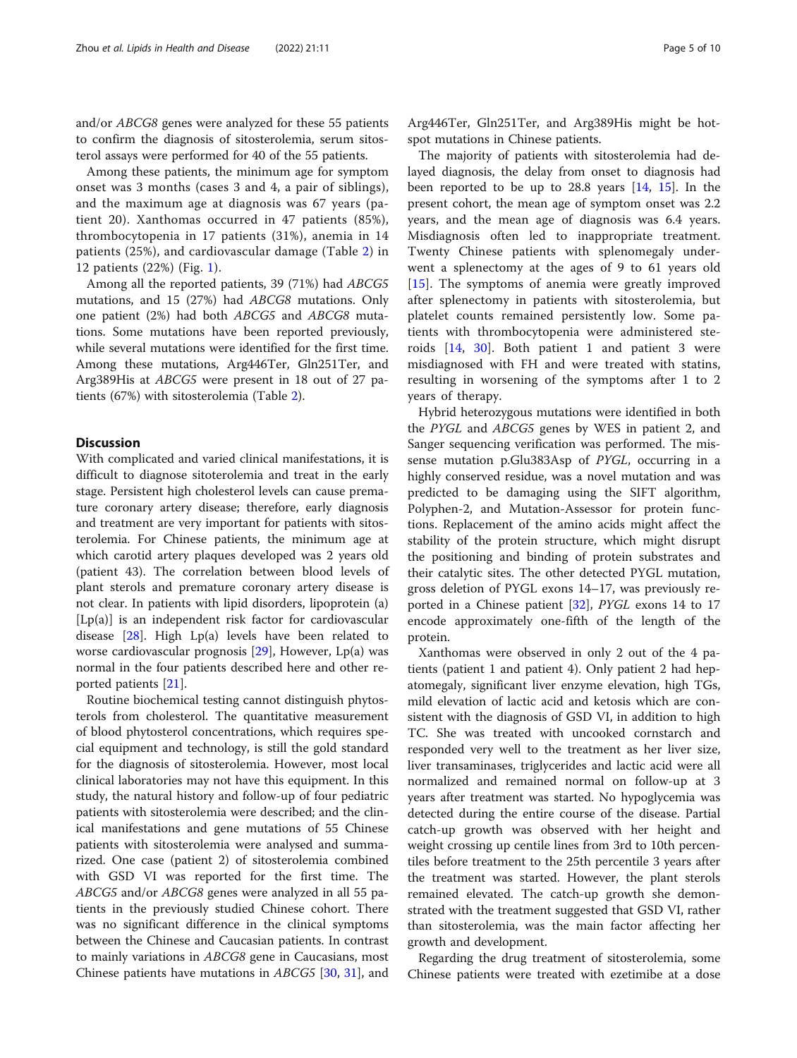and/or *ABCG8* genes were analyzed for these 55 patients to confirm the diagnosis of sitosterolemia, serum sitosterol assays were performed for 40 of the 55 patients.

Among these patients, the minimum age for symptom onset was 3 months (cases 3 and 4, a pair of siblings), and the maximum age at diagnosis was 67 years (patient 20). Xanthomas occurred in 47 patients (85%), thrombocytopenia in 17 patients (31%), anemia in 14 patients (25%), and cardiovascular damage (Table 2) in 12 patients (22%) (Fig. 1).

Among all the reported patients, 39 (71%) had *ABCG5* mutations, and 15 (27%) had *ABCG8* mutations. Only one patient (2%) had both *ABCG5* and *ABCG8* mutations. Some mutations have been reported previously, while several mutations were identified for the first time. Among these mutations, Arg446Ter, Gln251Ter, and Arg389His at *ABCG5* were present in 18 out of 27 patients (67%) with sitosterolemia (Table 2).

## Discussion

With complicated and varied clinical manifestations, it is difficult to diagnose sitoterolemia and treat in the early stage. Persistent high cholesterol levels can cause premature coronary artery disease; therefore, early diagnosis and treatment are very important for patients with sitosterolemia. For Chinese patients, the minimum age at which carotid artery plaques developed was 2 years old (patient 43). The correlation between blood levels of plant sterols and premature coronary artery disease is not clear. In patients with lipid disorders, lipoprotein (a) [Lp(a)] is an independent risk factor for cardiovascular disease [28]. High Lp(a) levels have been related to worse cardiovascular prognosis [29], However, Lp(a) was normal in the four patients described here and other reported patients [21].

Routine biochemical testing cannot distinguish phytosterols from cholesterol. The quantitative measurement of blood phytosterol concentrations, which requires special equipment and technology, is still the gold standard for the diagnosis of sitosterolemia. However, most local clinical laboratories may not have this equipment. In this study, the natural history and follow-up of four pediatric patients with sitosterolemia were described; and the clinical manifestations and gene mutations of 55 Chinese patients with sitosterolemia were analysed and summarized. One case (patient 2) of sitosterolemia combined with GSD VI was reported for the first time. The *ABCG5* and/or *ABCG8* genes were analyzed in all 55 patients in the previously studied Chinese cohort. There was no significant difference in the clinical symptoms between the Chinese and Caucasian patients. In contrast to mainly variations in *ABCG8* gene in Caucasians, most Chinese patients have mutations in *ABCG5* [30, 31], and Arg446Ter, Gln251Ter, and Arg389His might be hotspot mutations in Chinese patients.

The majority of patients with sitosterolemia had delayed diagnosis, the delay from onset to diagnosis had been reported to be up to 28.8 years [14, 15]. In the present cohort, the mean age of symptom onset was 2.2 years, and the mean age of diagnosis was 6.4 years. Misdiagnosis often led to inappropriate treatment. Twenty Chinese patients with splenomegaly underwent a splenectomy at the ages of 9 to 61 years old [15]. The symptoms of anemia were greatly improved after splenectomy in patients with sitosterolemia, but platelet counts remained persistently low. Some patients with thrombocytopenia were administered steroids [14, 30]. Both patient 1 and patient 3 were misdiagnosed with FH and were treated with statins, resulting in worsening of the symptoms after 1 to 2 years of therapy.

Hybrid heterozygous mutations were identified in both the *PYGL* and *ABCG5* genes by WES in patient 2, and Sanger sequencing verification was performed. The missense mutation p.Glu383Asp of *PYGL*, occurring in a highly conserved residue, was a novel mutation and was predicted to be damaging using the SIFT algorithm, Polyphen-2, and Mutation-Assessor for protein functions. Replacement of the amino acids might affect the stability of the protein structure, which might disrupt the positioning and binding of protein substrates and their catalytic sites. The other detected PYGL mutation, gross deletion of PYGL exons 14–17, was previously reported in a Chinese patient [32], *PYGL* exons 14 to 17 encode approximately one-fifth of the length of the protein.

Xanthomas were observed in only 2 out of the 4 patients (patient 1 and patient 4). Only patient 2 had hepatomegaly, significant liver enzyme elevation, high TGs, mild elevation of lactic acid and ketosis which are consistent with the diagnosis of GSD VI, in addition to high TC. She was treated with uncooked cornstarch and responded very well to the treatment as her liver size, liver transaminases, triglycerides and lactic acid were all normalized and remained normal on follow-up at 3 years after treatment was started. No hypoglycemia was detected during the entire course of the disease. Partial catch-up growth was observed with her height and weight crossing up centile lines from 3rd to 10th percentiles before treatment to the 25th percentile 3 years after the treatment was started. However, the plant sterols remained elevated. The catch-up growth she demonstrated with the treatment suggested that GSD VI, rather than sitosterolemia, was the main factor affecting her growth and development.

Regarding the drug treatment of sitosterolemia, some Chinese patients were treated with ezetimibe at a dose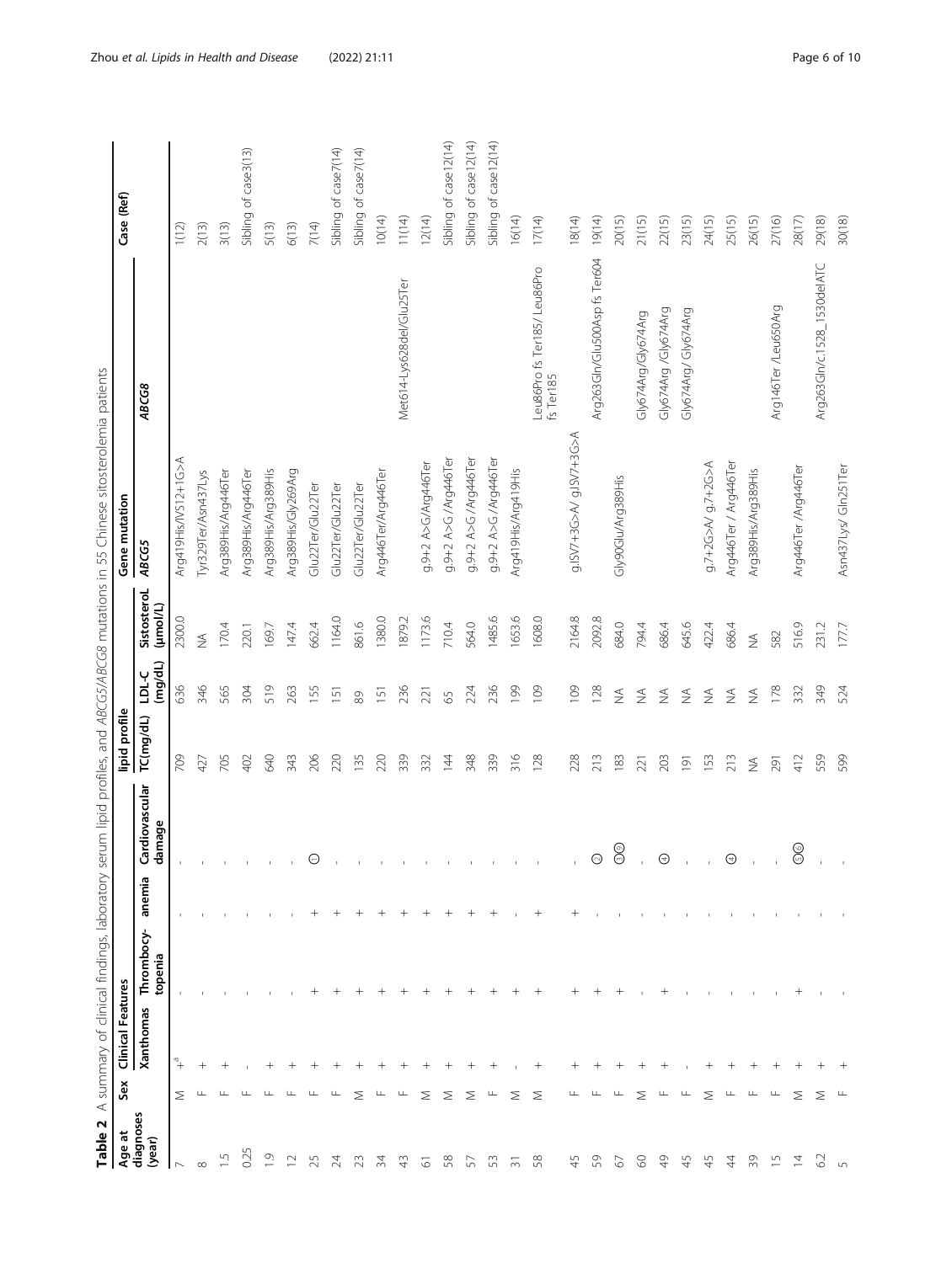**Table 2** A summary of clinical findings, laboratory serum lipid profiles, and *ABCG5/ABCG8* mutations in 55 Chinese sitosterolemia patients

| Age at diagnoses (year) | Sex | Clinical Features | | | | lipid profile | | | Gene mutation | | Case (Ref) |
|---|---|---|---|---|---|---|---|---|---|---|---|
| | | Xanthomas | Thrombocy-topenia | anemia | Cardiovascular damage | TC(mg/dL) | LDL-C (mg/dL) | SistosteroL (μmol/L) | *ABCG5* | *ABCG8* | |
| 7 | M | +[a] | - | - | - | 709 | 636 | 2300.0 | Arg419His/IVS12+1G>A | | 1(12) |
| 8 | F | + | - | - | - | 427 | 346 | NA | Tyr329Ter/Asn437Lys | | 2(13) |
| 1.5 | F | + | - | - | - | 705 | 565 | 170.4 | Arg389His/Arg446Ter | | 3(13) |
| 0.25 | F | - | - | - | - | 402 | 304 | 220.1 | Arg389His/Arg446Ter | | Sibling of case3(13) |
| 1.9 | F | + | - | - | - | 640 | 519 | 169.7 | Arg389His/Arg389His | | 5(13) |
| 12 | F | + | - | - | - | 343 | 263 | 147.4 | Arg389His/Gly269Arg | | 6(13) |
| 25 | F | + | + | + | ① | 206 | 155 | 662.4 | Glu22Ter/Glu22Ter | | 7(14) |
| 24 | F | + | + | + | - | 220 | 151 | 1164.0 | Glu22Ter/Glu22Ter | | Sibling of case7(14) |
| 23 | M | + | + | + | - | 135 | 89 | 861.6 | Glu22Ter/Glu22Ter | | Sibling of case7(14) |
| 34 | F | + | + | + | - | 220 | 151 | 1380.0 | Arg446Ter/Arg446Ter | | 10(14) |
| 43 | F | + | + | + | - | 339 | 236 | 1879.2 | | Met614-Lys628del/Glu25Ter | 11(14) |
| 61 | M | + | + | + | - | 332 | 221 | 1173.6 | g.9+2 A>G/Arg446Ter | | 12(14) |
| 58 | M | + | + | + | - | 144 | 65 | 710.4 | g.9+2 A>G /Arg446Ter | | Sibling of case12(14) |
| 57 | M | + | + | + | - | 348 | 224 | 564.0 | g.9+2 A>G /Arg446Ter | | Sibling of case12(14) |
| 53 | F | + | + | + | - | 339 | 236 | 1485.6 | g.9+2 A>G /Arg446Ter | | Sibling of case12(14) |
| 31 | M | - | + | - | - | 316 | 199 | 1653.6 | Arg419His/Arg419His | | 16(14) |
| 58 | M | + | + | + | - | 128 | 109 | 1608.0 | | Leu86Pro fs Ter185/ Leu86Pro fs Ter185 | 17(14) |
| 45 | F | + | + | + | - | 228 | 109 | 2164.8 | g.ISV7+3G>A/ g.ISV7+3G>A | | 18(14) |
| 59 | F | + | + | - | ② | 213 | 128 | 2092.8 | | Arg263Gln/Glu500Asp fs Ter604 | 19(14) |
| 67 | F | + | + | - | ③⑤ | 183 | NA | 684.0 | Gly90Glu/Arg389His | | 20(15) |
| 60 | M | + | - | - | - | 221 | NA | 794.4 | | Gly674Arg/Gly674Arg | 21(15) |
| 49 | F | + | + | - | ④ | 203 | NA | 686.4 | | Gly674Arg /Gly674Arg | 22(15) |
| 45 | F | - | - | - | - | 191 | NA | 645.6 | | Gly674Arg/ Gly674Arg | 23(15) |
| 45 | M | + | - | - | - | 153 | NA | 422.4 | g.7+2G>A/ g.7+2G>A | | 24(15) |
| 44 | F | + | - | - | ④ | 213 | NA | 686.4 | Arg446Ter / Arg446Ter | | 25(15) |
| 39 | F | + | - | - | - | NA | NA | NA | Arg389His/Arg389His | | 26(15) |
| 15 | F | + | - | - | - | 291 | 178 | 582 | | Arg146Ter /Leu650Arg | 27(16) |
| 14 | M | + | + | - | ⑤⑥ | 412 | 332 | 516.9 | Arg446Ter /Arg446Ter | | 28(17) |
| 6.2 | M | + | - | - | - | 559 | 349 | 231.2 | | Arg263Gln/c.1528_1530delATC | 29(18) |
| 5 | F | + | - | - | - | 599 | 524 | 177.7 | Asn437Lys/ Gln251Ter | | 30(18) |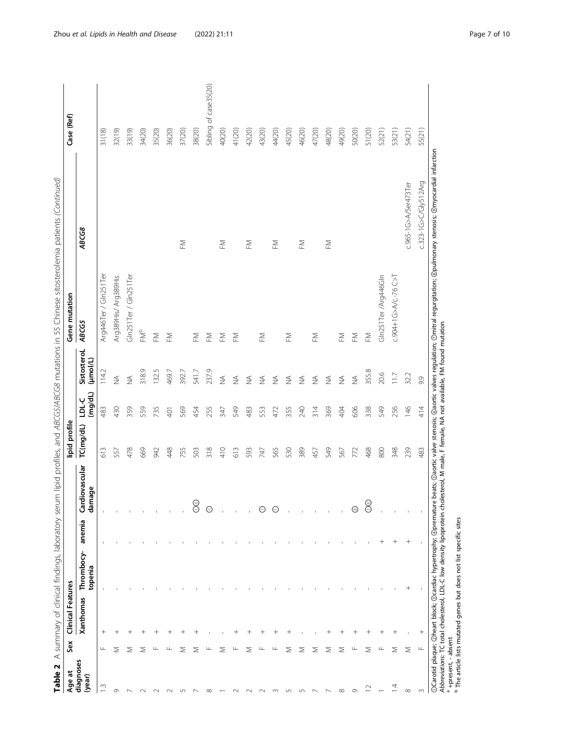**Table 2** A summary of clinical findings, laboratory serum lipid profiles, and *ABCG5/ABCG8* mutations in 55 Chinese sitosterolemia patients *(Continued)*

| Age at diagnoses (year) | Sex | Clinical Features | | | | lipid profile | | | Gene mutation | | Case (Ref) |
|---|---|---|---|---|---|---|---|---|---|---|---|
| | | Xanthomas | Thrombocytopenia | anemia | Cardiovascular damage | TC(mg/dL) | LDL-C (mg/dL) | Sitosterol (μmol/L) | *ABCG5* | *ABCG8* | |
| 1.3 | F | + | - | - | - | 613 | 483 | 114.2 | Arg446Ter / Gln251Ter | | 31(18) |
| 9 | M | + | - | - | - | 557 | 430 | NA | Arg389His/ Arg389His | | 32(19) |
| 7 | M | + | - | - | - | 478 | 359 | NA | Gln251Ter / Gln251Ter | | 33(19) |
| 2 | M | + | - | - | - | 669 | 559 | 318.9 | FM[b] | | 34(20) |
| 2 | F | + | - | - | - | 942 | 735 | 132.5 | FM | | 35(20) |
| 2 | F | + | - | - | - | 448 | 401 | 469.7 | FM | | 36(20) |
| 5 | M | + | - | - | - | 755 | 569 | 392.7 | | FM | 37(20) |
| 7 | M | + | - | - | ①⑥ | 503 | 454 | 541.7 | FM | | 38(20) |
| 8 | F | - | - | - | ⑦ | 318 | 255 | 237.9 | FM | | Sibling of case35(20) |
| 1 | M | - | - | - | - | 410 | 347 | NA | FM | FM | 40(20) |
| 2 | F | + | - | - | - | 613 | 549 | NA | FM | | 41(20) |
| 2 | M | + | - | - | - | 593 | 483 | NA | | FM | 42(20) |
| 2 | F | + | - | - | ⑦ | 747 | 553 | NA | FM | | 43(20) |
| 3 | F | + | - | - | ① | 565 | 472 | NA | | FM | 44(20) |
| 5 | M | + | - | - | - | 530 | 355 | NA | FM | | 45(20) |
| 5 | M | - | - | - | - | 389 | 240 | NA | | FM | 46(20) |
| 7 | M | - | - | - | - | 457 | 314 | NA | FM | | 47(20) |
| 7 | M | + | - | - | - | 549 | 369 | NA | | FM | 48(20) |
| 8 | M | + | - | - | - | 567 | 404 | NA | FM | | 49(20) |
| 9 | F | + | - | - | ⑧ | 772 | 606 | NA | FM | | 50(20) |
| 12 | M | + | - | - | ①⑥ | 468 | 338 | 355.8 | FM | | 51(20) |
| 1 | F | + | - | + | - | 800 | 549 | 20.6 | Gln251Ter /Arg446Gln | | 52(21) |
| 1.4 | M | + | - | + | - | 348 | 256 | 11.7 | c.904+1G>A/c.-76 C>T | | 53(21) |
| 8 | M | - | + | + | - | 239 | 146 | 32.2 | | c.965-1G>A/Ser473Ter | 54(21) |
| 3 | F | + | - | - | - | 483 | 414 | 9.9 | | c.323-1G>C/Gly512Arg | 55(21) |

①Carotid plaque; ②heart block; ③cardiac hypertrophy; ④premature beats; ⑤aortic valve stenosis; ⑥aortic valves regulation; ⑦mitral regurgitation; ⑧pulmonary stenosis; ⑨myocardial infarction

*Abbreviations*: TC total cholesterol, LDL-C low density lipoprotein cholesterol, M male, F female, NA not available, FM found mutation

[a] +present, - absent

[b] The article lists mutated genes but does not list specific sites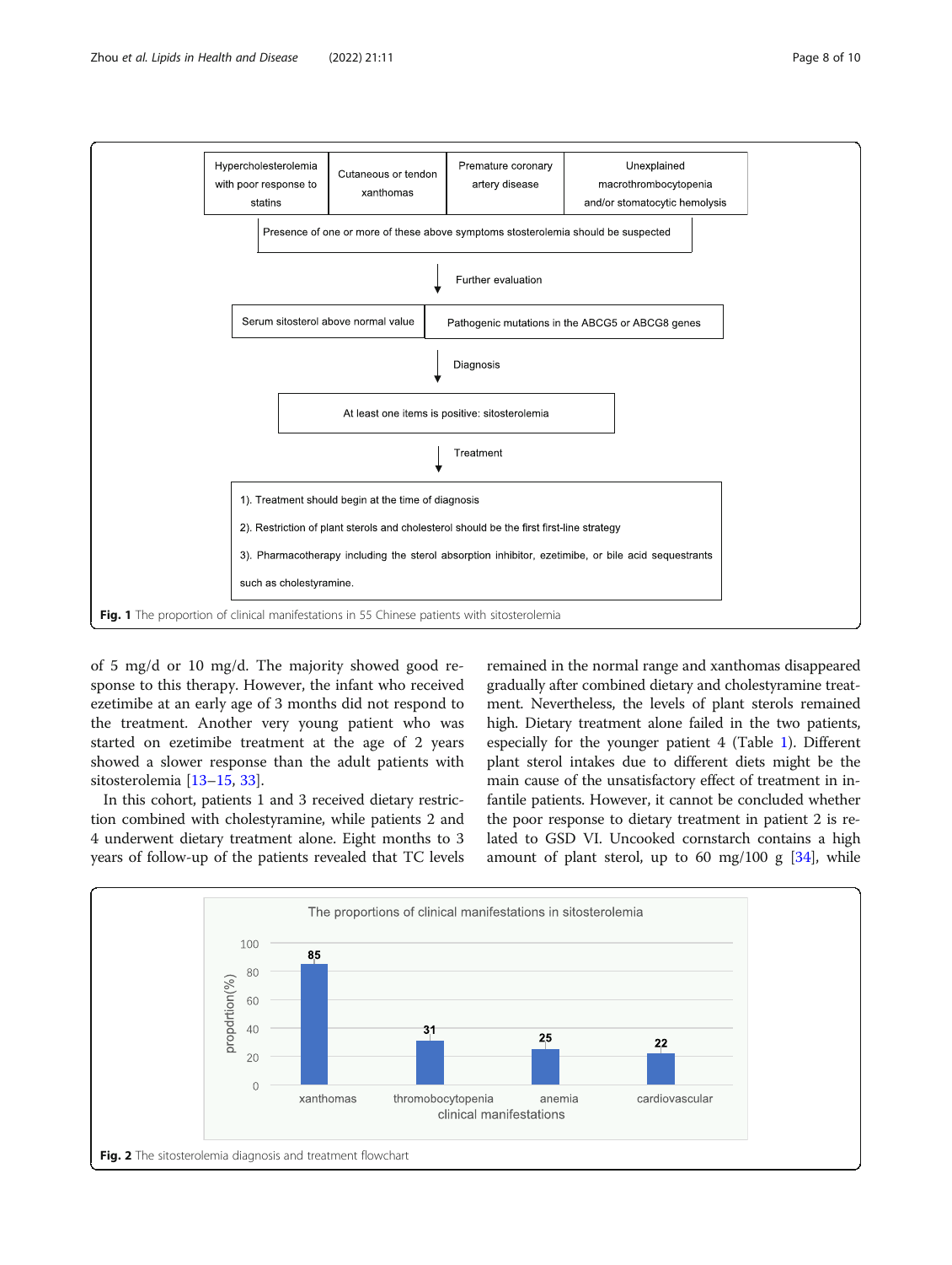Hypercholesterolemia with poor response to statins | Cutaneous or tendon xanthomas | Premature coronary artery disease | Unexplained macrothrombocytopenia and/or stomatocytic hemolysis

Presence of one or more of these above symptoms stosterolemia should be suspected

Further evaluation

Serum sitosterol above normal value | Pathogenic mutations in the ABCG5 or ABCG8 genes

Diagnosis

At least one items is positive: sitosterolemia

Treatment

1). Treatment should begin at the time of diagnosis

2). Restriction of plant sterols and cholesterol should be the first first-line strategy

3). Pharmacotherapy including the sterol absorption inhibitor, ezetimibe, or bile acid sequestrants such as cholestyramine.

**Fig. 1** The proportion of clinical manifestations in 55 Chinese patients with sitosterolemia

of 5 mg/d or 10 mg/d. The majority showed good response to this therapy. However, the infant who received ezetimibe at an early age of 3 months did not respond to the treatment. Another very young patient who was started on ezetimibe treatment at the age of 2 years showed a slower response than the adult patients with sitosterolemia [13–15, 33].

In this cohort, patients 1 and 3 received dietary restriction combined with cholestyramine, while patients 2 and 4 underwent dietary treatment alone. Eight months to 3 years of follow-up of the patients revealed that TC levels remained in the normal range and xanthomas disappeared gradually after combined dietary and cholestyramine treatment. Nevertheless, the levels of plant sterols remained high. Dietary treatment alone failed in the two patients, especially for the younger patient 4 (Table 1). Different plant sterol intakes due to different diets might be the main cause of the unsatisfactory effect of treatment in infantile patients. However, it cannot be concluded whether the poor response to dietary treatment in patient 2 is related to GSD VI. Uncooked cornstarch contains a high amount of plant sterol, up to 60 mg/100 g [34], while

The proportions of clinical manifestations in sitosterolemia

| clinical manifestations | propdrtion(%) |
|---|---|
| xanthomas | 85 |
| thromobocytopenia | 31 |
| anemia | 25 |
| cardiovascular | 22 |

**Fig. 2** The sitosterolemia diagnosis and treatment flowchart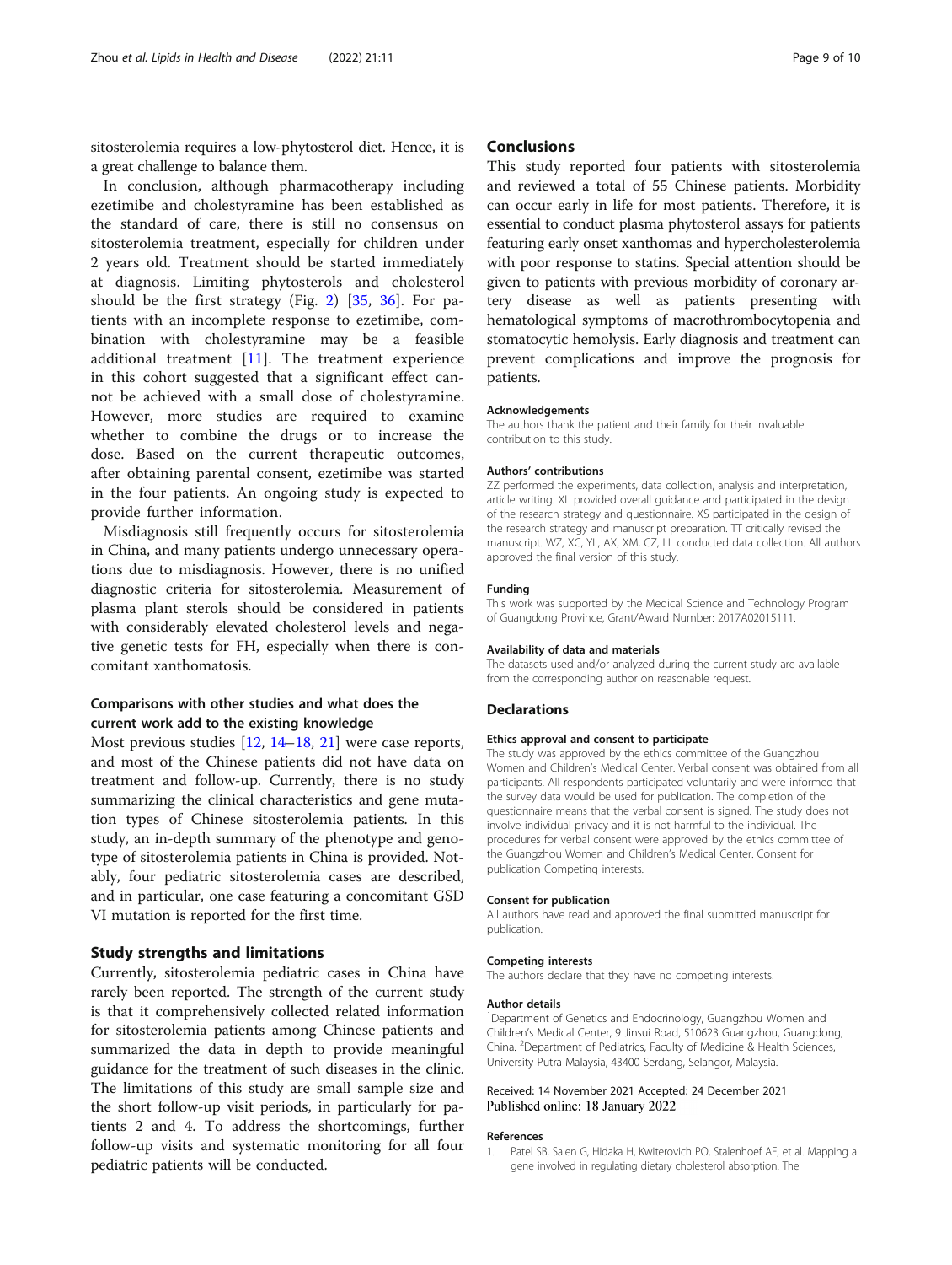sitosterolemia requires a low-phytosterol diet. Hence, it is a great challenge to balance them.

In conclusion, although pharmacotherapy including ezetimibe and cholestyramine has been established as the standard of care, there is still no consensus on sitosterolemia treatment, especially for children under 2 years old. Treatment should be started immediately at diagnosis. Limiting phytosterols and cholesterol should be the first strategy (Fig. 2) [35, 36]. For patients with an incomplete response to ezetimibe, combination with cholestyramine may be a feasible additional treatment [11]. The treatment experience in this cohort suggested that a significant effect cannot be achieved with a small dose of cholestyramine. However, more studies are required to examine whether to combine the drugs or to increase the dose. Based on the current therapeutic outcomes, after obtaining parental consent, ezetimibe was started in the four patients. An ongoing study is expected to provide further information.

Misdiagnosis still frequently occurs for sitosterolemia in China, and many patients undergo unnecessary operations due to misdiagnosis. However, there is no unified diagnostic criteria for sitosterolemia. Measurement of plasma plant sterols should be considered in patients with considerably elevated cholesterol levels and negative genetic tests for FH, especially when there is concomitant xanthomatosis.

### Comparisons with other studies and what does the current work add to the existing knowledge

Most previous studies [12, 14–18, 21] were case reports, and most of the Chinese patients did not have data on treatment and follow-up. Currently, there is no study summarizing the clinical characteristics and gene mutation types of Chinese sitosterolemia patients. In this study, an in-depth summary of the phenotype and genotype of sitosterolemia patients in China is provided. Notably, four pediatric sitosterolemia cases are described, and in particular, one case featuring a concomitant GSD VI mutation is reported for the first time.

## Study strengths and limitations

Currently, sitosterolemia pediatric cases in China have rarely been reported. The strength of the current study is that it comprehensively collected related information for sitosterolemia patients among Chinese patients and summarized the data in depth to provide meaningful guidance for the treatment of such diseases in the clinic. The limitations of this study are small sample size and the short follow-up visit periods, in particularly for patients 2 and 4. To address the shortcomings, further follow-up visits and systematic monitoring for all four pediatric patients will be conducted.

## Conclusions

This study reported four patients with sitosterolemia and reviewed a total of 55 Chinese patients. Morbidity can occur early in life for most patients. Therefore, it is essential to conduct plasma phytosterol assays for patients featuring early onset xanthomas and hypercholesterolemia with poor response to statins. Special attention should be given to patients with previous morbidity of coronary artery disease as well as patients presenting with hematological symptoms of macrothrombocytopenia and stomatocytic hemolysis. Early diagnosis and treatment can prevent complications and improve the prognosis for patients.

#### Acknowledgements

The authors thank the patient and their family for their invaluable contribution to this study.

#### Authors' contributions

ZZ performed the experiments, data collection, analysis and interpretation, article writing. XL provided overall guidance and participated in the design of the research strategy and questionnaire. XS participated in the design of the research strategy and manuscript preparation. TT critically revised the manuscript. WZ, XC, YL, AX, XM, CZ, LL conducted data collection. All authors approved the final version of this study.

#### Funding

This work was supported by the Medical Science and Technology Program of Guangdong Province, Grant/Award Number: 2017A02015111.

#### Availability of data and materials

The datasets used and/or analyzed during the current study are available from the corresponding author on reasonable request.

## Declarations

#### Ethics approval and consent to participate

The study was approved by the ethics committee of the Guangzhou Women and Children's Medical Center. Verbal consent was obtained from all participants. All respondents participated voluntarily and were informed that the survey data would be used for publication. The completion of the questionnaire means that the verbal consent is signed. The study does not involve individual privacy and it is not harmful to the individual. The procedures for verbal consent were approved by the ethics committee of the Guangzhou Women and Children's Medical Center. Consent for publication Competing interests.

#### Consent for publication

All authors have read and approved the final submitted manuscript for publication.

#### Competing interests

The authors declare that they have no competing interests.

#### Author details

[1]Department of Genetics and Endocrinology, Guangzhou Women and Children's Medical Center, 9 Jinsui Road, 510623 Guangzhou, Guangdong, China. [2]Department of Pediatrics, Faculty of Medicine & Health Sciences, University Putra Malaysia, 43400 Serdang, Selangor, Malaysia.

Received: 14 November 2021 Accepted: 24 December 2021
Published online: 18 January 2022

#### References

1. Patel SB, Salen G, Hidaka H, Kwiterovich PO, Stalenhoef AF, et al. Mapping a gene involved in regulating dietary cholesterol absorption. The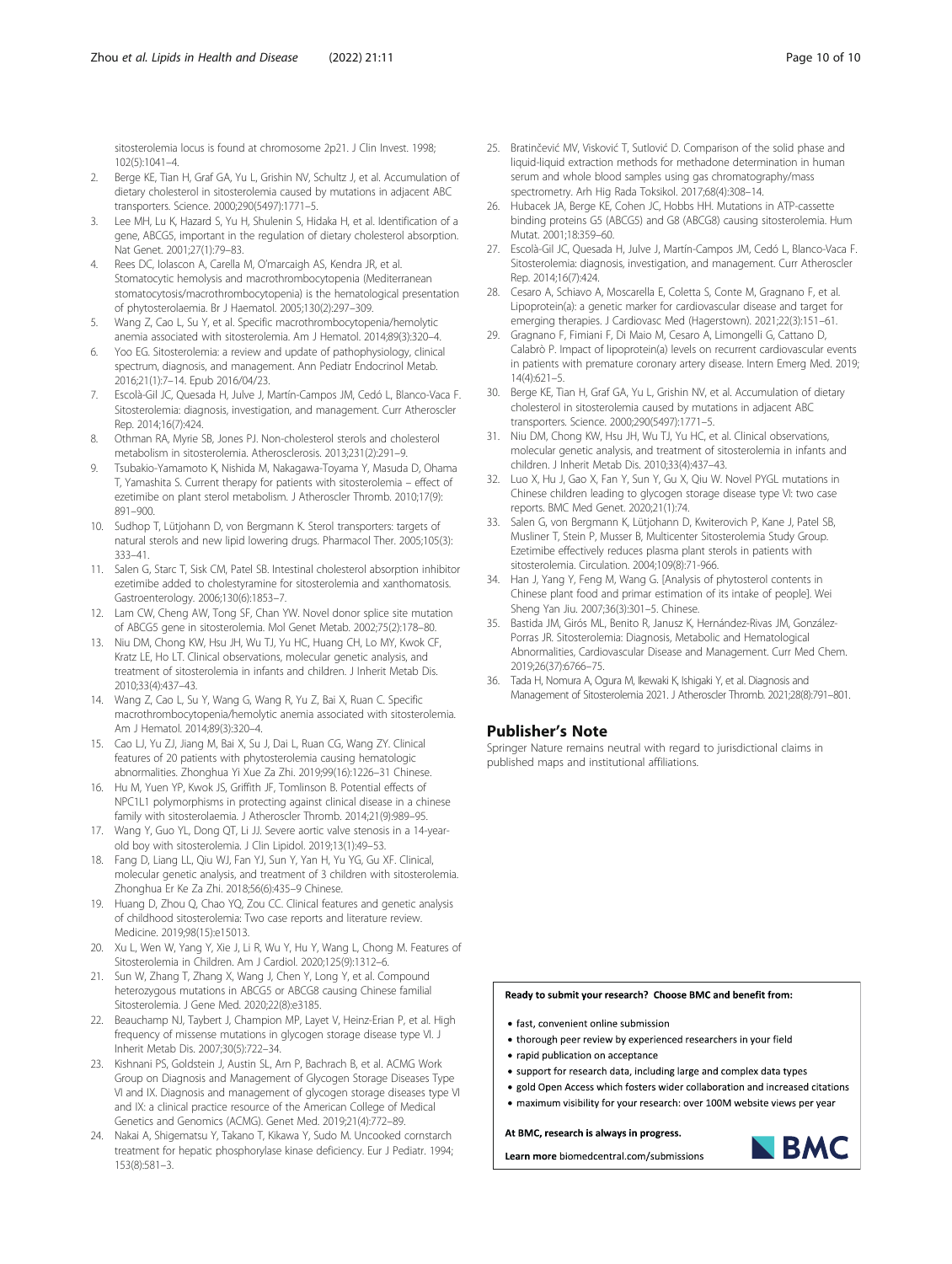sitosterolemia locus is found at chromosome 2p21. J Clin Invest. 1998; 102(5):1041–4.

2. Berge KE, Tian H, Graf GA, Yu L, Grishin NV, Schultz J, et al. Accumulation of dietary cholesterol in sitosterolemia caused by mutations in adjacent ABC transporters. Science. 2000;290(5497):1771–5.
3. Lee MH, Lu K, Hazard S, Yu H, Shulenin S, Hidaka H, et al. Identification of a gene, ABCG5, important in the regulation of dietary cholesterol absorption. Nat Genet. 2001;27(1):79–83.
4. Rees DC, Iolascon A, Carella M, O'marcaigh AS, Kendra JR, et al. Stomatocytic hemolysis and macrothrombocytopenia (Mediterranean stomatocytosis/macrothrombocytopenia) is the hematological presentation of phytosterolaemia. Br J Haematol. 2005;130(2):297–309.
5. Wang Z, Cao L, Su Y, et al. Specific macrothrombocytopenia/hemolytic anemia associated with sitosterolemia. Am J Hematol. 2014;89(3):320–4.
6. Yoo EG. Sitosterolemia: a review and update of pathophysiology, clinical spectrum, diagnosis, and management. Ann Pediatr Endocrinol Metab. 2016;21(1):7–14. Epub 2016/04/23.
7. Escolà-Gil JC, Quesada H, Julve J, Martín-Campos JM, Cedó L, Blanco-Vaca F. Sitosterolemia: diagnosis, investigation, and management. Curr Atheroscler Rep. 2014;16(7):424.
8. Othman RA, Myrie SB, Jones PJ. Non-cholesterol sterols and cholesterol metabolism in sitosterolemia. Atherosclerosis. 2013;231(2):291–9.
9. Tsubakio-Yamamoto K, Nishida M, Nakagawa-Toyama Y, Masuda D, Ohama T, Yamashita S. Current therapy for patients with sitosterolemia – effect of ezetimibe on plant sterol metabolism. J Atheroscler Thromb. 2010;17(9): 891–900.
10. Sudhop T, Lütjohann D, von Bergmann K. Sterol transporters: targets of natural sterols and new lipid lowering drugs. Pharmacol Ther. 2005;105(3): 333–41.
11. Salen G, Starc T, Sisk CM, Patel SB. Intestinal cholesterol absorption inhibitor ezetimibe added to cholestyramine for sitosterolemia and xanthomatosis. Gastroenterology. 2006;130(6):1853–7.
12. Lam CW, Cheng AW, Tong SF, Chan YW. Novel donor splice site mutation of ABCG5 gene in sitosterolemia. Mol Genet Metab. 2002;75(2):178–80.
13. Niu DM, Chong KW, Hsu JH, Wu TJ, Yu HC, Huang CH, Lo MY, Kwok CF, Kratz LE, Ho LT. Clinical observations, molecular genetic analysis, and treatment of sitosterolemia in infants and children. J Inherit Metab Dis. 2010;33(4):437–43.
14. Wang Z, Cao L, Su Y, Wang G, Wang R, Yu Z, Bai X, Ruan C. Specific macrothrombocytopenia/hemolytic anemia associated with sitosterolemia. Am J Hematol. 2014;89(3):320–4.
15. Cao LJ, Yu ZJ, Jiang M, Bai X, Su J, Dai L, Ruan CG, Wang ZY. Clinical features of 20 patients with phytosterolemia causing hematologic abnormalities. Zhonghua Yi Xue Za Zhi. 2019;99(16):1226–31 Chinese.
16. Hu M, Yuen YP, Kwok JS, Griffith JF, Tomlinson B. Potential effects of NPC1L1 polymorphisms in protecting against clinical disease in a chinese family with sitosterolaemia. J Atheroscler Thromb. 2014;21(9):989–95.
17. Wang Y, Guo YL, Dong QT, Li JJ. Severe aortic valve stenosis in a 14-year-old boy with sitosterolemia. J Clin Lipidol. 2019;13(1):49–53.
18. Fang D, Liang LL, Qiu WJ, Fan YJ, Sun Y, Yan H, Yu YG, Gu XF. Clinical, molecular genetic analysis, and treatment of 3 children with sitosterolemia. Zhonghua Er Ke Za Zhi. 2018;56(6):435–9 Chinese.
19. Huang D, Zhou Q, Chao YQ, Zou CC. Clinical features and genetic analysis of childhood sitosterolemia: Two case reports and literature review. Medicine. 2019;98(15):e15013.
20. Xu L, Wen W, Yang Y, Xie J, Li R, Wu Y, Hu Y, Wang L, Chong M. Features of Sitosterolemia in Children. Am J Cardiol. 2020;125(9):1312–6.
21. Sun W, Zhang T, Zhang X, Wang J, Chen Y, Long Y, et al. Compound heterozygous mutations in ABCG5 or ABCG8 causing Chinese familial Sitosterolemia. J Gene Med. 2020;22(8):e3185.
22. Beauchamp NJ, Taybert J, Champion MP, Layet V, Heinz-Erian P, et al. High frequency of missense mutations in glycogen storage disease type VI. J Inherit Metab Dis. 2007;30(5):722–34.
23. Kishnani PS, Goldstein J, Austin SL, Arn P, Bachrach B, et al. ACMG Work Group on Diagnosis and Management of Glycogen Storage Diseases Type VI and IX. Diagnosis and management of glycogen storage diseases type VI and IX: a clinical practice resource of the American College of Medical Genetics and Genomics (ACMG). Genet Med. 2019;21(4):772–89.
24. Nakai A, Shigematsu Y, Takano T, Kikawa Y, Sudo M. Uncooked cornstarch treatment for hepatic phosphorylase kinase deficiency. Eur J Pediatr. 1994; 153(8):581–3.
25. Bratinčević MV, Visković T, Sutlović D. Comparison of the solid phase and liquid-liquid extraction methods for methadone determination in human serum and whole blood samples using gas chromatography/mass spectrometry. Arh Hig Rada Toksikol. 2017;68(4):308–14.
26. Hubacek JA, Berge KE, Cohen JC, Hobbs HH. Mutations in ATP-cassette binding proteins G5 (ABCG5) and G8 (ABCG8) causing sitosterolemia. Hum Mutat. 2001;18:359–60.
27. Escolà-Gil JC, Quesada H, Julve J, Martín-Campos JM, Cedó L, Blanco-Vaca F. Sitosterolemia: diagnosis, investigation, and management. Curr Atheroscler Rep. 2014;16(7):424.
28. Cesaro A, Schiavo A, Moscarella E, Coletta S, Conte M, Gragnano F, et al. Lipoprotein(a): a genetic marker for cardiovascular disease and target for emerging therapies. J Cardiovasc Med (Hagerstown). 2021;22(3):151–61.
29. Gragnano F, Fimiani F, Di Maio M, Cesaro A, Limongelli G, Cattano D, Calabrò P. Impact of lipoprotein(a) levels on recurrent cardiovascular events in patients with premature coronary artery disease. Intern Emerg Med. 2019; 14(4):621–5.
30. Berge KE, Tian H, Graf GA, Yu L, Grishin NV, et al. Accumulation of dietary cholesterol in sitosterolemia caused by mutations in adjacent ABC transporters. Science. 2000;290(5497):1771–5.
31. Niu DM, Chong KW, Hsu JH, Wu TJ, Yu HC, et al. Clinical observations, molecular genetic analysis, and treatment of sitosterolemia in infants and children. J Inherit Metab Dis. 2010;33(4):437–43.
32. Luo X, Hu J, Gao X, Fan Y, Sun Y, Gu X, Qiu W. Novel PYGL mutations in Chinese children leading to glycogen storage disease type VI: two case reports. BMC Med Genet. 2020;21(1):74.
33. Salen G, von Bergmann K, Lütjohann D, Kwiterovich P, Kane J, Patel SB, Musliner T, Stein P, Musser B, Multicenter Sitosterolemia Study Group. Ezetimibe effectively reduces plasma plant sterols in patients with sitosterolemia. Circulation. 2004;109(8):71-966.
34. Han J, Yang Y, Feng M, Wang G. [Analysis of phytosterol contents in Chinese plant food and primar estimation of its intake of people]. Wei Sheng Yan Jiu. 2007;36(3):301–5. Chinese.
35. Bastida JM, Girós ML, Benito R, Janusz K, Hernández-Rivas JM, González-Porras JR. Sitosterolemia: Diagnosis, Metabolic and Hematological Abnormalities, Cardiovascular Disease and Management. Curr Med Chem. 2019;26(37):6766–75.
36. Tada H, Nomura A, Ogura M, Ikewaki K, Ishigaki Y, et al. Diagnosis and Management of Sitosterolemia 2021. J Atheroscler Thromb. 2021;28(8):791–801.

## Publisher's Note

Springer Nature remains neutral with regard to jurisdictional claims in published maps and institutional affiliations.

**Ready to submit your research? Choose BMC and benefit from:**

- fast, convenient online submission
- thorough peer review by experienced researchers in your field
- rapid publication on acceptance
- support for research data, including large and complex data types
- gold Open Access which fosters wider collaboration and increased citations
- maximum visibility for your research: over 100M website views per year

**At BMC, research is always in progress.**

**Learn more** biomedcentral.com/submissions

BMC